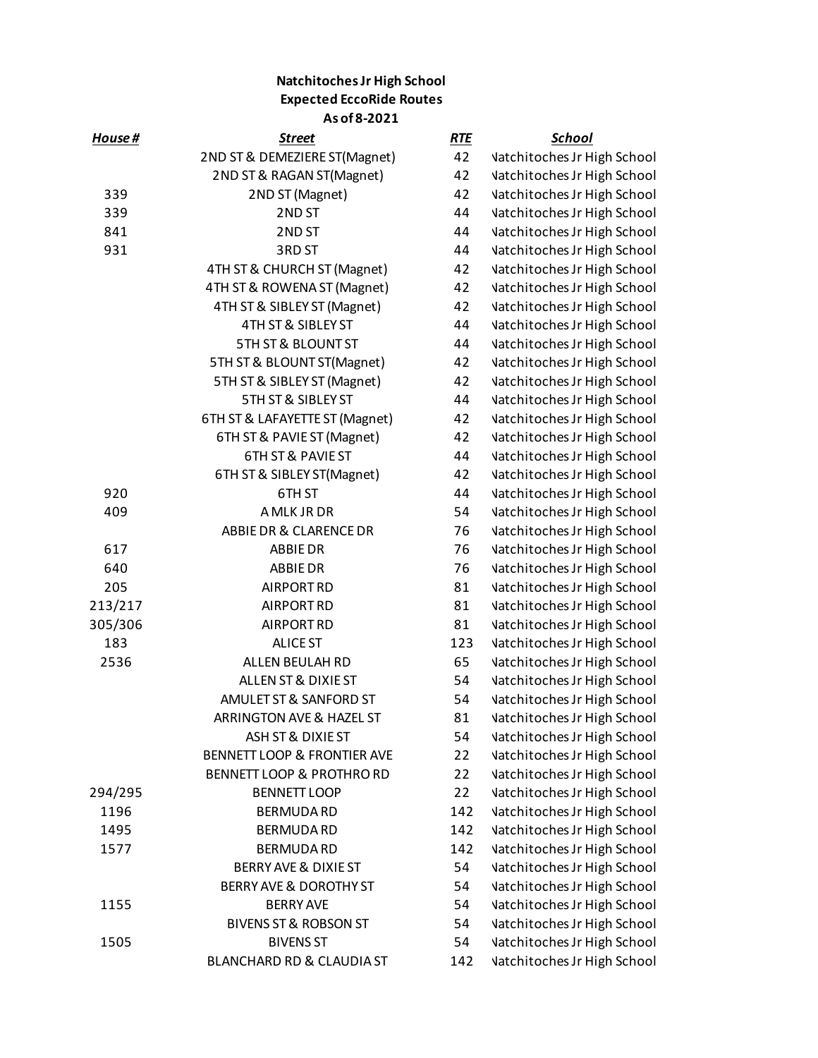**Natchitoches Jr High School**
**Expected EccoRide Routes**
**As of 8-2021**

| House # | Street | RTE | School |
|---|---|---|---|
| | 2ND ST & DEMEZIERE ST(Magnet) | 42 | Natchitoches Jr High School |
| | 2ND ST & RAGAN ST(Magnet) | 42 | Natchitoches Jr High School |
| 339 | 2ND ST (Magnet) | 42 | Natchitoches Jr High School |
| 339 | 2ND ST | 44 | Natchitoches Jr High School |
| 841 | 2ND ST | 44 | Natchitoches Jr High School |
| 931 | 3RD ST | 44 | Natchitoches Jr High School |
| | 4TH ST & CHURCH ST (Magnet) | 42 | Natchitoches Jr High School |
| | 4TH ST & ROWENA ST (Magnet) | 42 | Natchitoches Jr High School |
| | 4TH ST & SIBLEY ST (Magnet) | 42 | Natchitoches Jr High School |
| | 4TH ST & SIBLEY ST | 44 | Natchitoches Jr High School |
| | 5TH ST & BLOUNT ST | 44 | Natchitoches Jr High School |
| | 5TH ST & BLOUNT ST(Magnet) | 42 | Natchitoches Jr High School |
| | 5TH ST & SIBLEY ST (Magnet) | 42 | Natchitoches Jr High School |
| | 5TH ST & SIBLEY ST | 44 | Natchitoches Jr High School |
| | 6TH ST & LAFAYETTE ST (Magnet) | 42 | Natchitoches Jr High School |
| | 6TH ST & PAVIE ST (Magnet) | 42 | Natchitoches Jr High School |
| | 6TH ST & PAVIE ST | 44 | Natchitoches Jr High School |
| | 6TH ST & SIBLEY ST(Magnet) | 42 | Natchitoches Jr High School |
| 920 | 6TH ST | 44 | Natchitoches Jr High School |
| 409 | A MLK JR DR | 54 | Natchitoches Jr High School |
| | ABBIE DR & CLARENCE DR | 76 | Natchitoches Jr High School |
| 617 | ABBIE DR | 76 | Natchitoches Jr High School |
| 640 | ABBIE DR | 76 | Natchitoches Jr High School |
| 205 | AIRPORT RD | 81 | Natchitoches Jr High School |
| 213/217 | AIRPORT RD | 81 | Natchitoches Jr High School |
| 305/306 | AIRPORT RD | 81 | Natchitoches Jr High School |
| 183 | ALICE ST | 123 | Natchitoches Jr High School |
| 2536 | ALLEN BEULAH RD | 65 | Natchitoches Jr High School |
| | ALLEN ST & DIXIE ST | 54 | Natchitoches Jr High School |
| | AMULET ST & SANFORD ST | 54 | Natchitoches Jr High School |
| | ARRINGTON AVE & HAZEL ST | 81 | Natchitoches Jr High School |
| | ASH ST & DIXIE ST | 54 | Natchitoches Jr High School |
| | BENNETT LOOP & FRONTIER AVE | 22 | Natchitoches Jr High School |
| | BENNETT LOOP & PROTHRO RD | 22 | Natchitoches Jr High School |
| 294/295 | BENNETT LOOP | 22 | Natchitoches Jr High School |
| 1196 | BERMUDA RD | 142 | Natchitoches Jr High School |
| 1495 | BERMUDA RD | 142 | Natchitoches Jr High School |
| 1577 | BERMUDA RD | 142 | Natchitoches Jr High School |
| | BERRY AVE & DIXIE ST | 54 | Natchitoches Jr High School |
| | BERRY AVE & DOROTHY ST | 54 | Natchitoches Jr High School |
| 1155 | BERRY AVE | 54 | Natchitoches Jr High School |
| | BIVENS ST & ROBSON ST | 54 | Natchitoches Jr High School |
| 1505 | BIVENS ST | 54 | Natchitoches Jr High School |
| | BLANCHARD RD & CLAUDIA ST | 142 | Natchitoches Jr High School |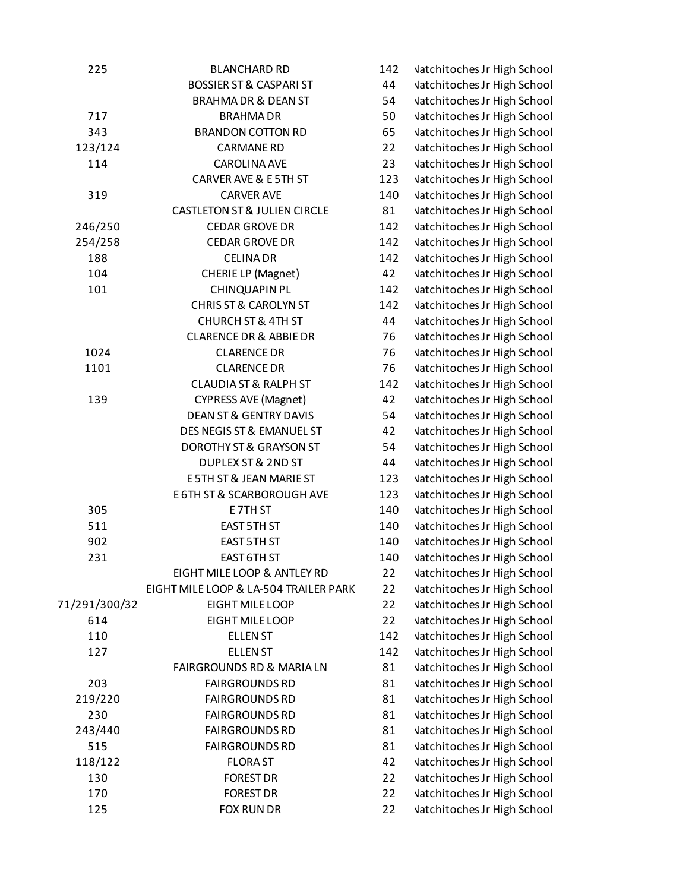| | | | |
|---|---|---|---|
| 225 | BLANCHARD RD | 142 | Natchitoches Jr High School |
| | BOSSIER ST & CASPARI ST | 44 | Natchitoches Jr High School |
| | BRAHMA DR & DEAN ST | 54 | Natchitoches Jr High School |
| 717 | BRAHMA DR | 50 | Natchitoches Jr High School |
| 343 | BRANDON COTTON RD | 65 | Natchitoches Jr High School |
| 123/124 | CARMANE RD | 22 | Natchitoches Jr High School |
| 114 | CAROLINA AVE | 23 | Natchitoches Jr High School |
| | CARVER AVE & E 5TH ST | 123 | Natchitoches Jr High School |
| 319 | CARVER AVE | 140 | Natchitoches Jr High School |
| | CASTLETON ST & JULIEN CIRCLE | 81 | Natchitoches Jr High School |
| 246/250 | CEDAR GROVE DR | 142 | Natchitoches Jr High School |
| 254/258 | CEDAR GROVE DR | 142 | Natchitoches Jr High School |
| 188 | CELINA DR | 142 | Natchitoches Jr High School |
| 104 | CHERIE LP (Magnet) | 42 | Natchitoches Jr High School |
| 101 | CHINQUAPIN PL | 142 | Natchitoches Jr High School |
| | CHRIS ST & CAROLYN ST | 142 | Natchitoches Jr High School |
| | CHURCH ST & 4TH ST | 44 | Natchitoches Jr High School |
| | CLARENCE DR & ABBIE DR | 76 | Natchitoches Jr High School |
| 1024 | CLARENCE DR | 76 | Natchitoches Jr High School |
| 1101 | CLARENCE DR | 76 | Natchitoches Jr High School |
| | CLAUDIA ST & RALPH ST | 142 | Natchitoches Jr High School |
| 139 | CYPRESS AVE (Magnet) | 42 | Natchitoches Jr High School |
| | DEAN ST & GENTRY DAVIS | 54 | Natchitoches Jr High School |
| | DES NEGIS ST & EMANUEL ST | 42 | Natchitoches Jr High School |
| | DOROTHY ST & GRAYSON ST | 54 | Natchitoches Jr High School |
| | DUPLEX ST & 2ND ST | 44 | Natchitoches Jr High School |
| | E 5TH ST & JEAN MARIE ST | 123 | Natchitoches Jr High School |
| | E 6TH ST & SCARBOROUGH AVE | 123 | Natchitoches Jr High School |
| 305 | E 7TH ST | 140 | Natchitoches Jr High School |
| 511 | EAST 5TH ST | 140 | Natchitoches Jr High School |
| 902 | EAST 5TH ST | 140 | Natchitoches Jr High School |
| 231 | EAST 6TH ST | 140 | Natchitoches Jr High School |
| | EIGHT MILE LOOP & ANTLEY RD | 22 | Natchitoches Jr High School |
| | EIGHT MILE LOOP & LA-504 TRAILER PARK | 22 | Natchitoches Jr High School |
| 71/291/300/32 | EIGHT MILE LOOP | 22 | Natchitoches Jr High School |
| 614 | EIGHT MILE LOOP | 22 | Natchitoches Jr High School |
| 110 | ELLEN ST | 142 | Natchitoches Jr High School |
| 127 | ELLEN ST | 142 | Natchitoches Jr High School |
| | FAIRGROUNDS RD & MARIA LN | 81 | Natchitoches Jr High School |
| 203 | FAIRGROUNDS RD | 81 | Natchitoches Jr High School |
| 219/220 | FAIRGROUNDS RD | 81 | Natchitoches Jr High School |
| 230 | FAIRGROUNDS RD | 81 | Natchitoches Jr High School |
| 243/440 | FAIRGROUNDS RD | 81 | Natchitoches Jr High School |
| 515 | FAIRGROUNDS RD | 81 | Natchitoches Jr High School |
| 118/122 | FLORA ST | 42 | Natchitoches Jr High School |
| 130 | FOREST DR | 22 | Natchitoches Jr High School |
| 170 | FOREST DR | 22 | Natchitoches Jr High School |
| 125 | FOX RUN DR | 22 | Natchitoches Jr High School |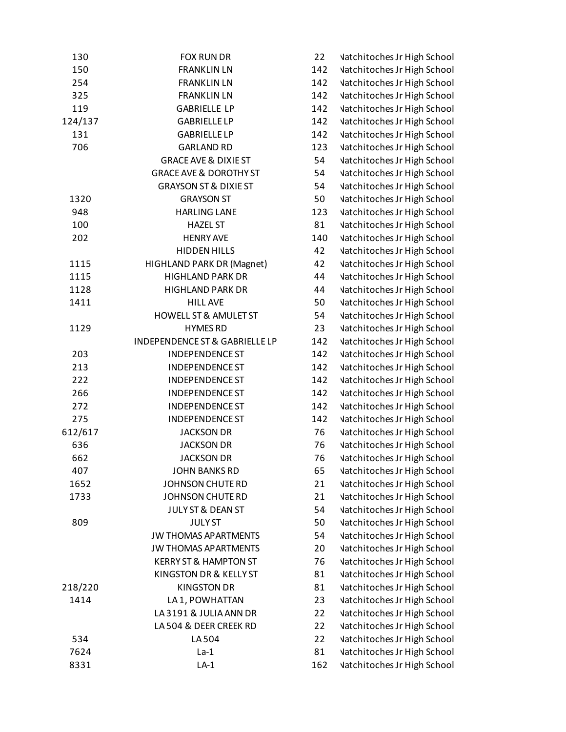| | | | |
|---|---|---|---|
| 130 | FOX RUN DR | 22 | Natchitoches Jr High School |
| 150 | FRANKLIN LN | 142 | Natchitoches Jr High School |
| 254 | FRANKLIN LN | 142 | Natchitoches Jr High School |
| 325 | FRANKLIN LN | 142 | Natchitoches Jr High School |
| 119 | GABRIELLE LP | 142 | Natchitoches Jr High School |
| 124/137 | GABRIELLE LP | 142 | Natchitoches Jr High School |
| 131 | GABRIELLE LP | 142 | Natchitoches Jr High School |
| 706 | GARLAND RD | 123 | Natchitoches Jr High School |
| | GRACE AVE & DIXIE ST | 54 | Natchitoches Jr High School |
| | GRACE AVE & DOROTHY ST | 54 | Natchitoches Jr High School |
| | GRAYSON ST & DIXIE ST | 54 | Natchitoches Jr High School |
| 1320 | GRAYSON ST | 50 | Natchitoches Jr High School |
| 948 | HARLING LANE | 123 | Natchitoches Jr High School |
| 100 | HAZEL ST | 81 | Natchitoches Jr High School |
| 202 | HENRY AVE | 140 | Natchitoches Jr High School |
| | HIDDEN HILLS | 42 | Natchitoches Jr High School |
| 1115 | HIGHLAND PARK DR (Magnet) | 42 | Natchitoches Jr High School |
| 1115 | HIGHLAND PARK DR | 44 | Natchitoches Jr High School |
| 1128 | HIGHLAND PARK DR | 44 | Natchitoches Jr High School |
| 1411 | HILL AVE | 50 | Natchitoches Jr High School |
| | HOWELL ST & AMULET ST | 54 | Natchitoches Jr High School |
| 1129 | HYMES RD | 23 | Natchitoches Jr High School |
| | INDEPENDENCE ST & GABRIELLE LP | 142 | Natchitoches Jr High School |
| 203 | INDEPENDENCE ST | 142 | Natchitoches Jr High School |
| 213 | INDEPENDENCE ST | 142 | Natchitoches Jr High School |
| 222 | INDEPENDENCE ST | 142 | Natchitoches Jr High School |
| 266 | INDEPENDENCE ST | 142 | Natchitoches Jr High School |
| 272 | INDEPENDENCE ST | 142 | Natchitoches Jr High School |
| 275 | INDEPENDENCE ST | 142 | Natchitoches Jr High School |
| 612/617 | JACKSON DR | 76 | Natchitoches Jr High School |
| 636 | JACKSON DR | 76 | Natchitoches Jr High School |
| 662 | JACKSON DR | 76 | Natchitoches Jr High School |
| 407 | JOHN BANKS RD | 65 | Natchitoches Jr High School |
| 1652 | JOHNSON CHUTE RD | 21 | Natchitoches Jr High School |
| 1733 | JOHNSON CHUTE RD | 21 | Natchitoches Jr High School |
| | JULY ST & DEAN ST | 54 | Natchitoches Jr High School |
| 809 | JULY ST | 50 | Natchitoches Jr High School |
| | JW THOMAS APARTMENTS | 54 | Natchitoches Jr High School |
| | JW THOMAS APARTMENTS | 20 | Natchitoches Jr High School |
| | KERRY ST & HAMPTON ST | 76 | Natchitoches Jr High School |
| | KINGSTON DR & KELLY ST | 81 | Natchitoches Jr High School |
| 218/220 | KINGSTON DR | 81 | Natchitoches Jr High School |
| 1414 | LA 1, POWHATTAN | 23 | Natchitoches Jr High School |
| | LA 3191 & JULIA ANN DR | 22 | Natchitoches Jr High School |
| | LA 504 & DEER CREEK RD | 22 | Natchitoches Jr High School |
| 534 | LA 504 | 22 | Natchitoches Jr High School |
| 7624 | La-1 | 81 | Natchitoches Jr High School |
| 8331 | LA-1 | 162 | Natchitoches Jr High School |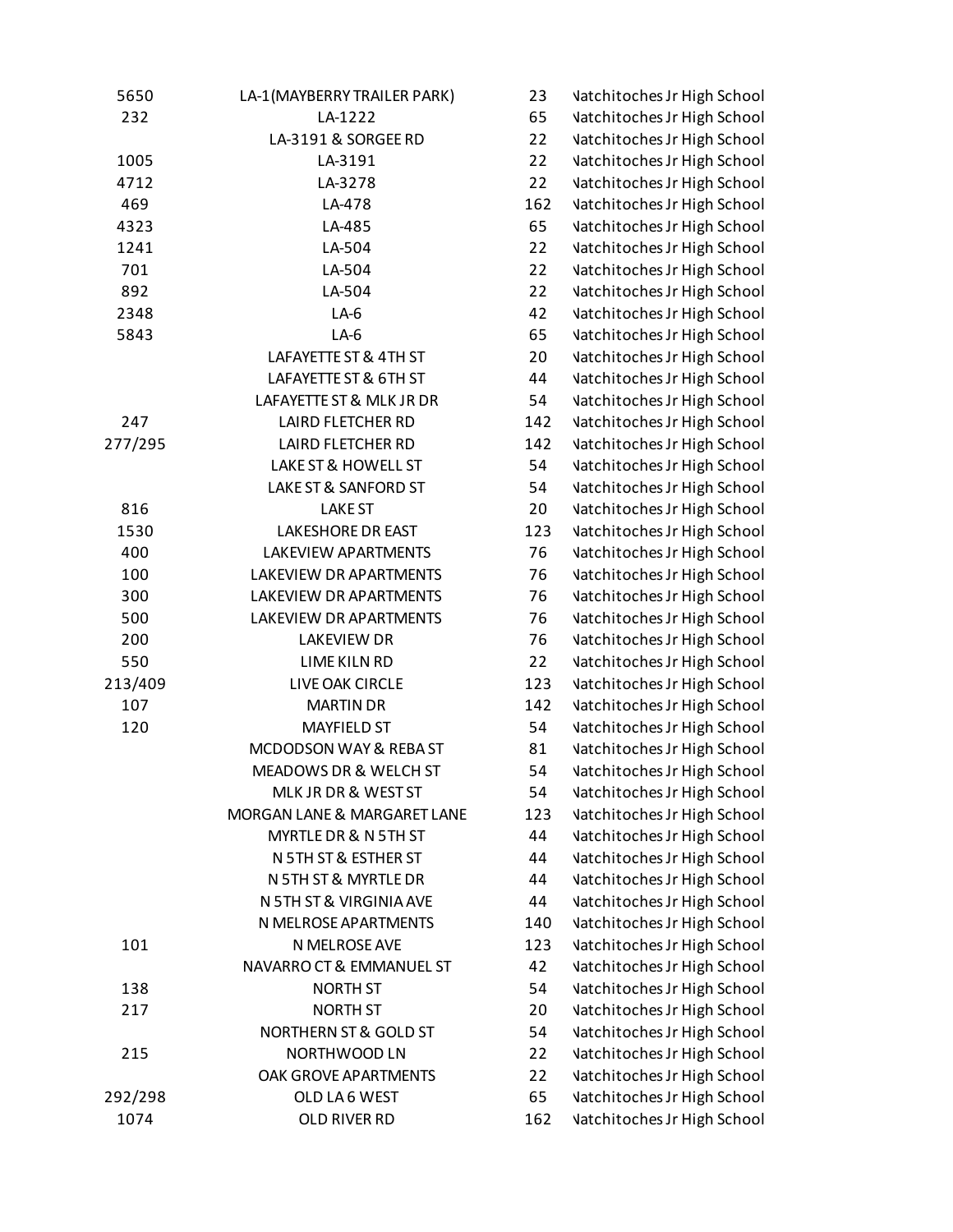| | | | |
|---|---|---|---|
| 5650 | LA-1(MAYBERRY TRAILER PARK) | 23 | Natchitoches Jr High School |
| 232 | LA-1222 | 65 | Natchitoches Jr High School |
| | LA-3191 & SORGEE RD | 22 | Natchitoches Jr High School |
| 1005 | LA-3191 | 22 | Natchitoches Jr High School |
| 4712 | LA-3278 | 22 | Natchitoches Jr High School |
| 469 | LA-478 | 162 | Natchitoches Jr High School |
| 4323 | LA-485 | 65 | Natchitoches Jr High School |
| 1241 | LA-504 | 22 | Natchitoches Jr High School |
| 701 | LA-504 | 22 | Natchitoches Jr High School |
| 892 | LA-504 | 22 | Natchitoches Jr High School |
| 2348 | LA-6 | 42 | Natchitoches Jr High School |
| 5843 | LA-6 | 65 | Natchitoches Jr High School |
| | LAFAYETTE ST & 4TH ST | 20 | Natchitoches Jr High School |
| | LAFAYETTE ST & 6TH ST | 44 | Natchitoches Jr High School |
| | LAFAYETTE ST & MLK JR DR | 54 | Natchitoches Jr High School |
| 247 | LAIRD FLETCHER RD | 142 | Natchitoches Jr High School |
| 277/295 | LAIRD FLETCHER RD | 142 | Natchitoches Jr High School |
| | LAKE ST & HOWELL ST | 54 | Natchitoches Jr High School |
| | LAKE ST & SANFORD ST | 54 | Natchitoches Jr High School |
| 816 | LAKE ST | 20 | Natchitoches Jr High School |
| 1530 | LAKESHORE DR EAST | 123 | Natchitoches Jr High School |
| 400 | LAKEVIEW APARTMENTS | 76 | Natchitoches Jr High School |
| 100 | LAKEVIEW DR APARTMENTS | 76 | Natchitoches Jr High School |
| 300 | LAKEVIEW DR APARTMENTS | 76 | Natchitoches Jr High School |
| 500 | LAKEVIEW DR APARTMENTS | 76 | Natchitoches Jr High School |
| 200 | LAKEVIEW DR | 76 | Natchitoches Jr High School |
| 550 | LIME KILN RD | 22 | Natchitoches Jr High School |
| 213/409 | LIVE OAK CIRCLE | 123 | Natchitoches Jr High School |
| 107 | MARTIN DR | 142 | Natchitoches Jr High School |
| 120 | MAYFIELD ST | 54 | Natchitoches Jr High School |
| | MCDODSON WAY & REBA ST | 81 | Natchitoches Jr High School |
| | MEADOWS DR & WELCH ST | 54 | Natchitoches Jr High School |
| | MLK JR DR & WEST ST | 54 | Natchitoches Jr High School |
| | MORGAN LANE & MARGARET LANE | 123 | Natchitoches Jr High School |
| | MYRTLE DR & N 5TH ST | 44 | Natchitoches Jr High School |
| | N 5TH ST & ESTHER ST | 44 | Natchitoches Jr High School |
| | N 5TH ST & MYRTLE DR | 44 | Natchitoches Jr High School |
| | N 5TH ST & VIRGINIA AVE | 44 | Natchitoches Jr High School |
| | N MELROSE APARTMENTS | 140 | Natchitoches Jr High School |
| 101 | N MELROSE AVE | 123 | Natchitoches Jr High School |
| | NAVARRO CT & EMMANUEL ST | 42 | Natchitoches Jr High School |
| 138 | NORTH ST | 54 | Natchitoches Jr High School |
| 217 | NORTH ST | 20 | Natchitoches Jr High School |
| | NORTHERN ST & GOLD ST | 54 | Natchitoches Jr High School |
| 215 | NORTHWOOD LN | 22 | Natchitoches Jr High School |
| | OAK GROVE APARTMENTS | 22 | Natchitoches Jr High School |
| 292/298 | OLD LA 6 WEST | 65 | Natchitoches Jr High School |
| 1074 | OLD RIVER RD | 162 | Natchitoches Jr High School |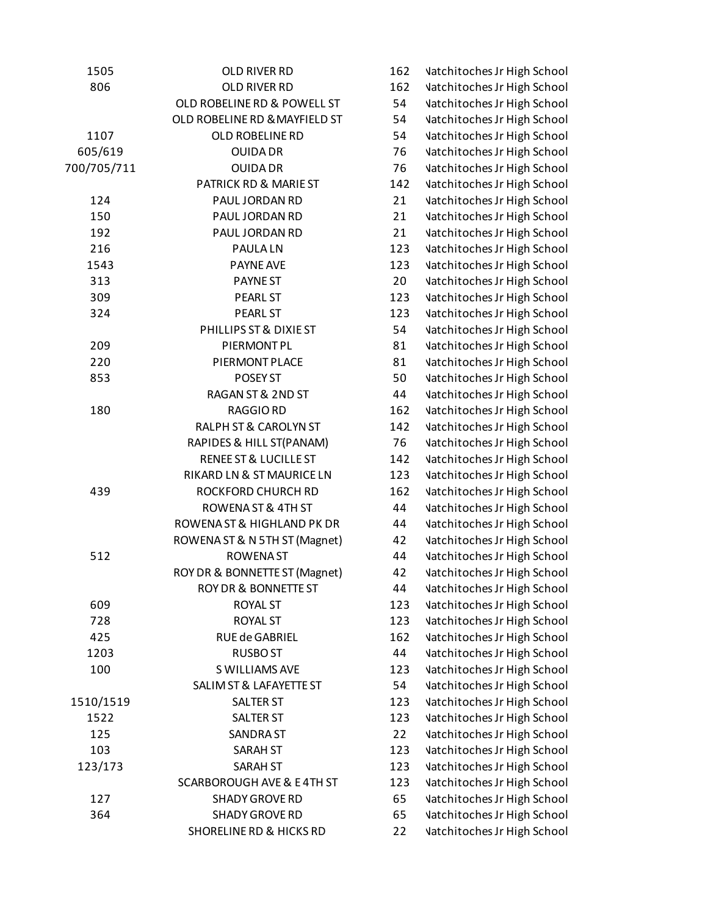| | | | |
|---|---|---|---|
| 1505 | OLD RIVER RD | 162 | Natchitoches Jr High School |
| 806 | OLD RIVER RD | 162 | Natchitoches Jr High School |
| | OLD ROBELINE RD & POWELL ST | 54 | Natchitoches Jr High School |
| | OLD ROBELINE RD &MAYFIELD ST | 54 | Natchitoches Jr High School |
| 1107 | OLD ROBELINE RD | 54 | Natchitoches Jr High School |
| 605/619 | OUIDA DR | 76 | Natchitoches Jr High School |
| 700/705/711 | OUIDA DR | 76 | Natchitoches Jr High School |
| | PATRICK RD & MARIE ST | 142 | Natchitoches Jr High School |
| 124 | PAUL JORDAN RD | 21 | Natchitoches Jr High School |
| 150 | PAUL JORDAN RD | 21 | Natchitoches Jr High School |
| 192 | PAUL JORDAN RD | 21 | Natchitoches Jr High School |
| 216 | PAULA LN | 123 | Natchitoches Jr High School |
| 1543 | PAYNE AVE | 123 | Natchitoches Jr High School |
| 313 | PAYNE ST | 20 | Natchitoches Jr High School |
| 309 | PEARL ST | 123 | Natchitoches Jr High School |
| 324 | PEARL ST | 123 | Natchitoches Jr High School |
| | PHILLIPS ST & DIXIE ST | 54 | Natchitoches Jr High School |
| 209 | PIERMONT PL | 81 | Natchitoches Jr High School |
| 220 | PIERMONT PLACE | 81 | Natchitoches Jr High School |
| 853 | POSEY ST | 50 | Natchitoches Jr High School |
| | RAGAN ST & 2ND ST | 44 | Natchitoches Jr High School |
| 180 | RAGGIO RD | 162 | Natchitoches Jr High School |
| | RALPH ST & CAROLYN ST | 142 | Natchitoches Jr High School |
| | RAPIDES & HILL ST(PANAM) | 76 | Natchitoches Jr High School |
| | RENEE ST & LUCILLE ST | 142 | Natchitoches Jr High School |
| | RIKARD LN & ST MAURICE LN | 123 | Natchitoches Jr High School |
| 439 | ROCKFORD CHURCH RD | 162 | Natchitoches Jr High School |
| | ROWENA ST & 4TH ST | 44 | Natchitoches Jr High School |
| | ROWENA ST & HIGHLAND PK DR | 44 | Natchitoches Jr High School |
| | ROWENA ST & N 5TH ST (Magnet) | 42 | Natchitoches Jr High School |
| 512 | ROWENA ST | 44 | Natchitoches Jr High School |
| | ROY DR & BONNETTE ST (Magnet) | 42 | Natchitoches Jr High School |
| | ROY DR & BONNETTE ST | 44 | Natchitoches Jr High School |
| 609 | ROYAL ST | 123 | Natchitoches Jr High School |
| 728 | ROYAL ST | 123 | Natchitoches Jr High School |
| 425 | RUE de GABRIEL | 162 | Natchitoches Jr High School |
| 1203 | RUSBO ST | 44 | Natchitoches Jr High School |
| 100 | S WILLIAMS AVE | 123 | Natchitoches Jr High School |
| | SALIM ST & LAFAYETTE ST | 54 | Natchitoches Jr High School |
| 1510/1519 | SALTER ST | 123 | Natchitoches Jr High School |
| 1522 | SALTER ST | 123 | Natchitoches Jr High School |
| 125 | SANDRA ST | 22 | Natchitoches Jr High School |
| 103 | SARAH ST | 123 | Natchitoches Jr High School |
| 123/173 | SARAH ST | 123 | Natchitoches Jr High School |
| | SCARBOROUGH AVE & E 4TH ST | 123 | Natchitoches Jr High School |
| 127 | SHADY GROVE RD | 65 | Natchitoches Jr High School |
| 364 | SHADY GROVE RD | 65 | Natchitoches Jr High School |
| | SHORELINE RD & HICKS RD | 22 | Natchitoches Jr High School |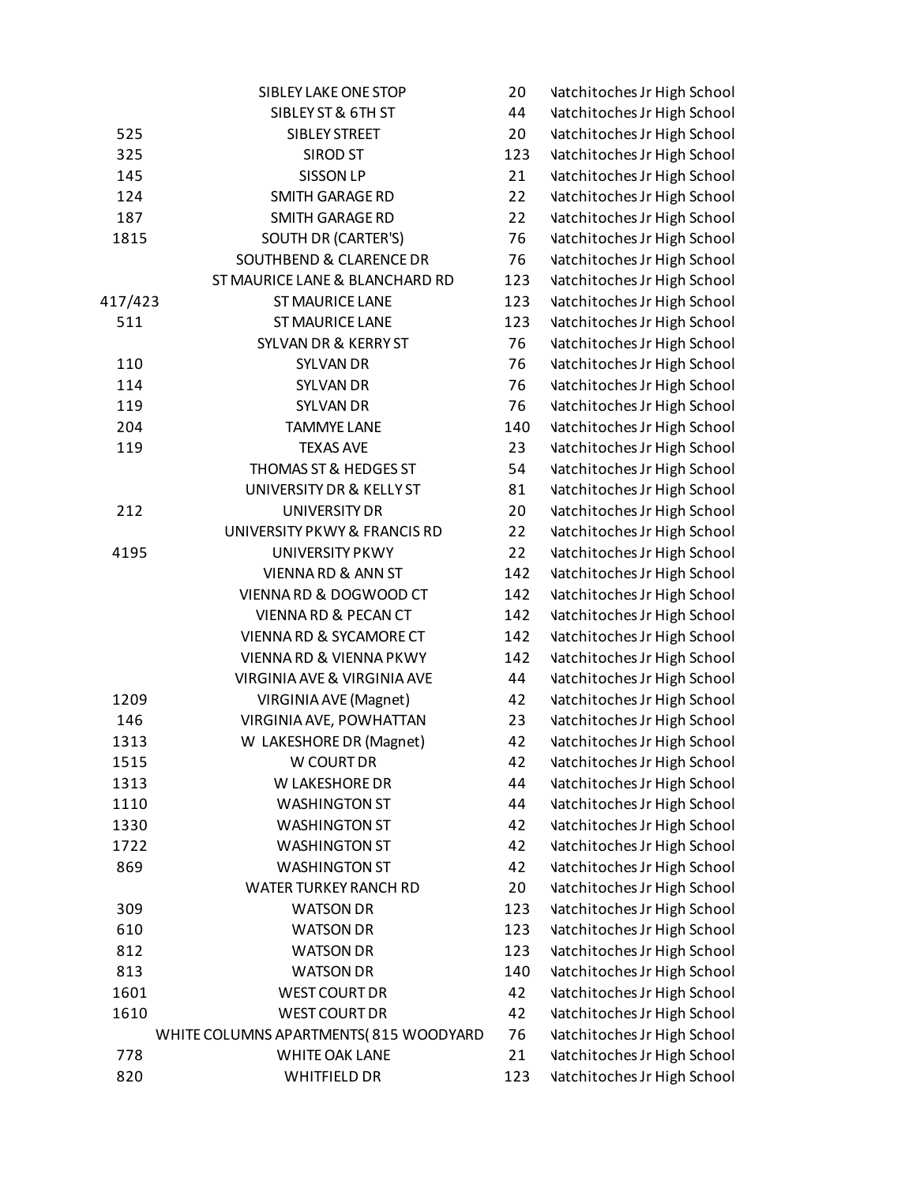| | | | |
|---|---|---|---|
| | SIBLEY LAKE ONE STOP | 20 | Natchitoches Jr High School |
| | SIBLEY ST & 6TH ST | 44 | Natchitoches Jr High School |
| 525 | SIBLEY STREET | 20 | Natchitoches Jr High School |
| 325 | SIROD ST | 123 | Natchitoches Jr High School |
| 145 | SISSON LP | 21 | Natchitoches Jr High School |
| 124 | SMITH GARAGE RD | 22 | Natchitoches Jr High School |
| 187 | SMITH GARAGE RD | 22 | Natchitoches Jr High School |
| 1815 | SOUTH DR (CARTER'S) | 76 | Natchitoches Jr High School |
| | SOUTHBEND & CLARENCE DR | 76 | Natchitoches Jr High School |
| | ST MAURICE LANE & BLANCHARD RD | 123 | Natchitoches Jr High School |
| 417/423 | ST MAURICE LANE | 123 | Natchitoches Jr High School |
| 511 | ST MAURICE LANE | 123 | Natchitoches Jr High School |
| | SYLVAN DR & KERRY ST | 76 | Natchitoches Jr High School |
| 110 | SYLVAN DR | 76 | Natchitoches Jr High School |
| 114 | SYLVAN DR | 76 | Natchitoches Jr High School |
| 119 | SYLVAN DR | 76 | Natchitoches Jr High School |
| 204 | TAMMYE LANE | 140 | Natchitoches Jr High School |
| 119 | TEXAS AVE | 23 | Natchitoches Jr High School |
| | THOMAS ST & HEDGES ST | 54 | Natchitoches Jr High School |
| | UNIVERSITY DR & KELLY ST | 81 | Natchitoches Jr High School |
| 212 | UNIVERSITY DR | 20 | Natchitoches Jr High School |
| | UNIVERSITY PKWY & FRANCIS RD | 22 | Natchitoches Jr High School |
| 4195 | UNIVERSITY PKWY | 22 | Natchitoches Jr High School |
| | VIENNA RD & ANN ST | 142 | Natchitoches Jr High School |
| | VIENNA RD & DOGWOOD CT | 142 | Natchitoches Jr High School |
| | VIENNA RD & PECAN CT | 142 | Natchitoches Jr High School |
| | VIENNA RD & SYCAMORE CT | 142 | Natchitoches Jr High School |
| | VIENNA RD & VIENNA PKWY | 142 | Natchitoches Jr High School |
| | VIRGINIA AVE & VIRGINIA AVE | 44 | Natchitoches Jr High School |
| 1209 | VIRGINIA AVE (Magnet) | 42 | Natchitoches Jr High School |
| 146 | VIRGINIA AVE, POWHATTAN | 23 | Natchitoches Jr High School |
| 1313 | W LAKESHORE DR (Magnet) | 42 | Natchitoches Jr High School |
| 1515 | W COURT DR | 42 | Natchitoches Jr High School |
| 1313 | W LAKESHORE DR | 44 | Natchitoches Jr High School |
| 1110 | WASHINGTON ST | 44 | Natchitoches Jr High School |
| 1330 | WASHINGTON ST | 42 | Natchitoches Jr High School |
| 1722 | WASHINGTON ST | 42 | Natchitoches Jr High School |
| 869 | WASHINGTON ST | 42 | Natchitoches Jr High School |
| | WATER TURKEY RANCH RD | 20 | Natchitoches Jr High School |
| 309 | WATSON DR | 123 | Natchitoches Jr High School |
| 610 | WATSON DR | 123 | Natchitoches Jr High School |
| 812 | WATSON DR | 123 | Natchitoches Jr High School |
| 813 | WATSON DR | 140 | Natchitoches Jr High School |
| 1601 | WEST COURT DR | 42 | Natchitoches Jr High School |
| 1610 | WEST COURT DR | 42 | Natchitoches Jr High School |
| | WHITE COLUMNS APARTMENTS( 815 WOODYARD | 76 | Natchitoches Jr High School |
| 778 | WHITE OAK LANE | 21 | Natchitoches Jr High School |
| 820 | WHITFIELD DR | 123 | Natchitoches Jr High School |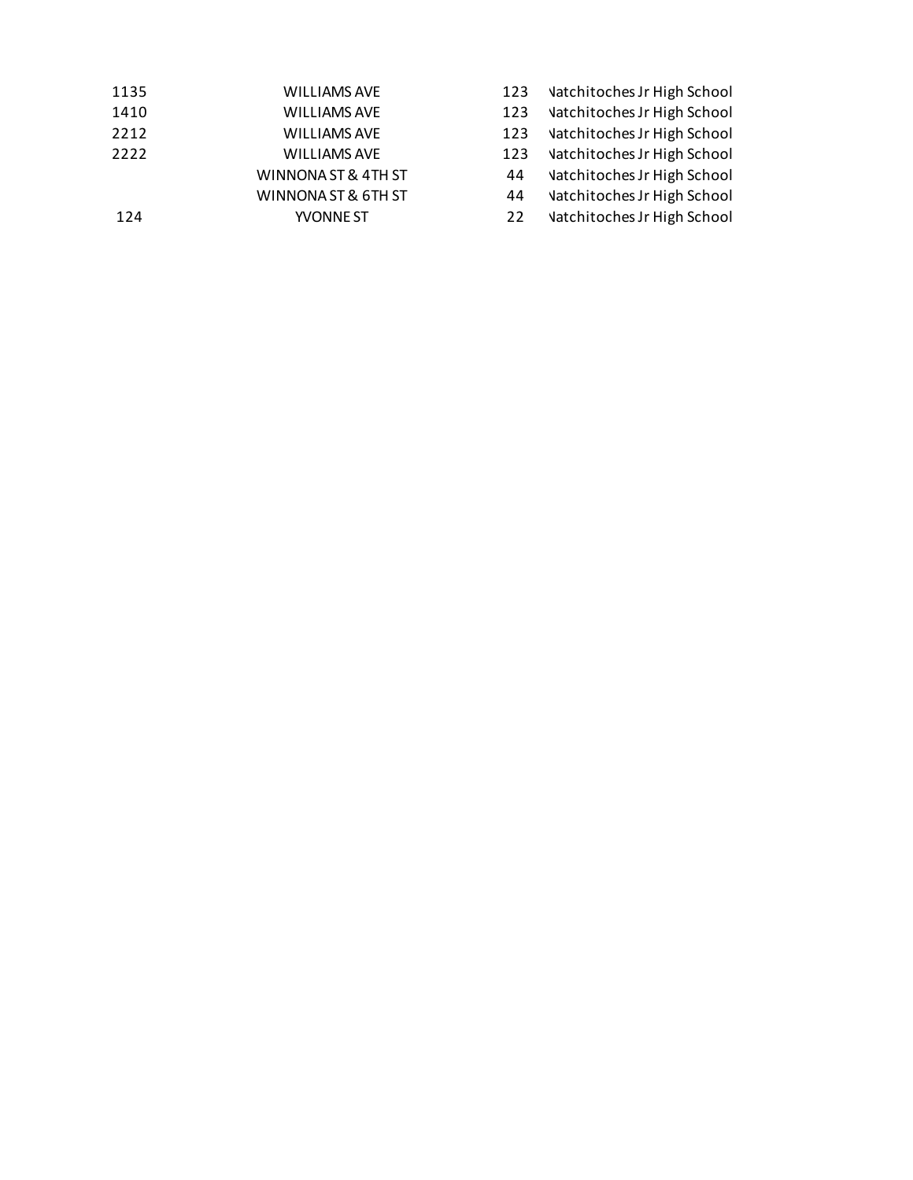| | | | |
|---|---|---|---|
| 1135 | WILLIAMS AVE | 123 | Natchitoches Jr High School |
| 1410 | WILLIAMS AVE | 123 | Natchitoches Jr High School |
| 2212 | WILLIAMS AVE | 123 | Natchitoches Jr High School |
| 2222 | WILLIAMS AVE | 123 | Natchitoches Jr High School |
| | WINNONA ST & 4TH ST | 44 | Natchitoches Jr High School |
| | WINNONA ST & 6TH ST | 44 | Natchitoches Jr High School |
| 124 | YVONNE ST | 22 | Natchitoches Jr High School |